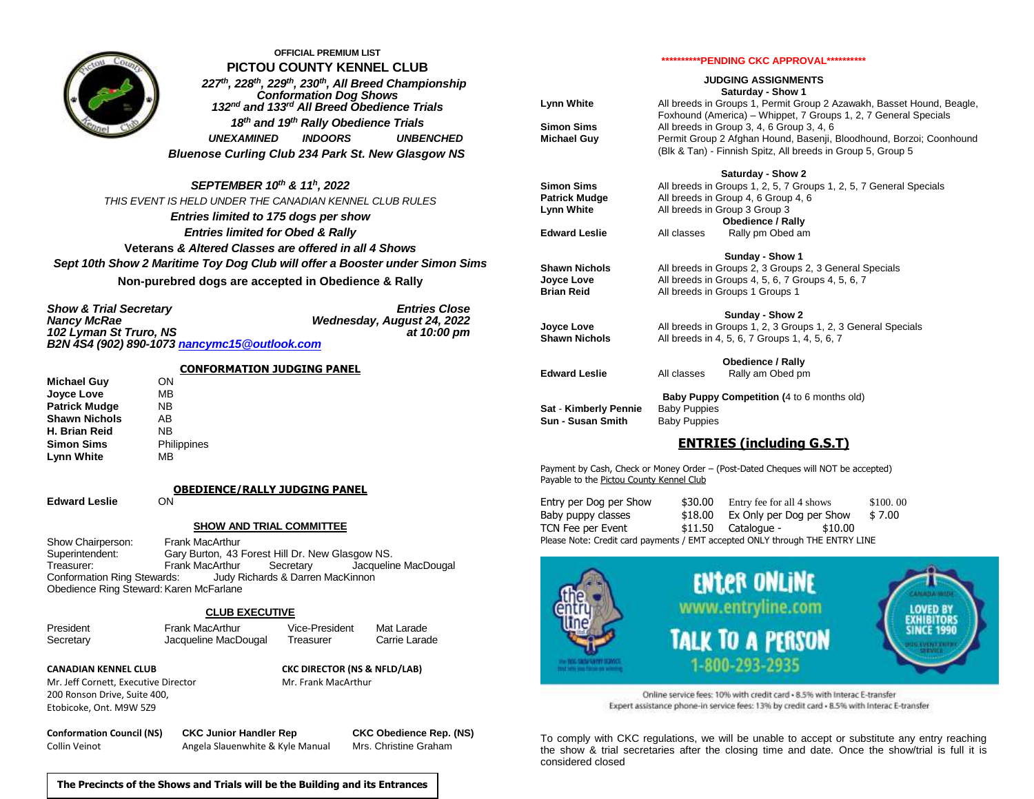OFFICIAL PREMIUM LIST

# PICTOU COUNTY KENNEL CLUB

***227th, 228th, 229th, 230th, All Breed Championship Conformation Dog Shows***

***132nd and 133rd All Breed Obedience Trials***

***18th and 19th Rally Obedience Trials***

***UNEXAMINED INDOORS UNBENCHED***

***Bluenose Curling Club 234 Park St. New Glasgow NS***

***SEPTEMBER 10th & 11h, 2022***

*THIS EVENT IS HELD UNDER THE CANADIAN KENNEL CLUB RULES*

***Entries limited to 175 dogs per show***

***Entries limited for Obed & Rally***

**Veterans & *Altered Classes are offered in all 4 Shows***

***Sept 10th Show 2 Maritime Toy Dog Club will offer a Booster under Simon Sims***

**Non-purebred dogs are accepted in Obedience & Rally**

***Show & Trial Secretary***
***Nancy McRae***
***102 Lyman St Truro, NS***
***B2N 4S4 (902) 890-1073 nancymc15@outlook.com***

***Entries Close***
***Wednesday, August 24, 2022***
***at 10:00 pm***

## CONFORMATION JUDGING PANEL

| | |
|---|---|
| **Michael Guy** | ON |
| **Joyce Love** | MB |
| **Patrick Mudge** | NB |
| **Shawn Nichols** | AB |
| **H. Brian Reid** | NB |
| **Simon Sims** | Philippines |
| **Lynn White** | MB |

## OBEDIENCE/RALLY JUDGING PANEL

**Edward Leslie** ON

## SHOW AND TRIAL COMMITTEE

Show Chairperson: Frank MacArthur
Superintendent: Gary Burton, 43 Forest Hill Dr. New Glasgow NS.
Treasurer: Frank MacArthur  Secretary  Jacqueline MacDougal
Conformation Ring Stewards: Judy Richards & Darren MacKinnon
Obedience Ring Steward: Karen McFarlane

## CLUB EXECUTIVE

| | | | |
|---|---|---|---|
| President | Frank MacArthur | Vice-President | Mat Larade |
| Secretary | Jacqueline MacDougal | Treasurer | Carrie Larade |

**CANADIAN KENNEL CLUB**
Mr. Jeff Cornett, Executive Director
200 Ronson Drive, Suite 400,
Etobicoke, Ont. M9W 5Z9

**CKC DIRECTOR (NS & NFLD/LAB)**
Mr. Frank MacArthur

**Conformation Council (NS)**
Collin Veinot

**CKC Junior Handler Rep**
Angela Slauenwhite & Kyle Manual

**CKC Obedience Rep. (NS)**
Mrs. Christine Graham

**The Precincts of the Shows and Trials will be the Building and its Entrances**

**\*\*\*\*\*\*\*\*\*\*PENDING CKC APPROVAL\*\*\*\*\*\*\*\*\*\***

## JUDGING ASSIGNMENTS

**Saturday - Show 1**

| | |
|---|---|
| **Lynn White** | All breeds in Groups 1, Permit Group 2 Azawakh, Basset Hound, Beagle, Foxhound (America) – Whippet, 7 Groups 1, 2, 7 General Specials |
| **Simon Sims** | All breeds in Group 3, 4, 6 Group 3, 4, 6 |
| **Michael Guy** | Permit Group 2 Afghan Hound, Basenji, Bloodhound, Borzoi; Coonhound (Blk & Tan) - Finnish Spitz, All breeds in Group 5, Group 5 |

**Saturday - Show 2**

| | |
|---|---|
| **Simon Sims** | All breeds in Groups 1, 2, 5, 7 Groups 1, 2, 5, 7 General Specials |
| **Patrick Mudge** | All breeds in Group 4, 6 Group 4, 6 |
| **Lynn White** | All breeds in Group 3 Group 3 |

**Obedience / Rally**

| | |
|---|---|
| **Edward Leslie** | All classes  Rally pm Obed am |

**Sunday - Show 1**

| | |
|---|---|
| **Shawn Nichols** | All breeds in Groups 2, 3 Groups 2, 3 General Specials |
| **Joyce Love** | All breeds in Groups 4, 5, 6, 7 Groups 4, 5, 6, 7 |
| **Brian Reid** | All breeds in Groups 1 Groups 1 |

**Sunday - Show 2**

| | |
|---|---|
| **Joyce Love** | All breeds in Groups 1, 2, 3 Groups 1, 2, 3 General Specials |
| **Shawn Nichols** | All breeds in 4, 5, 6, 7 Groups 1, 4, 5, 6, 7 |

**Obedience / Rally**

| | |
|---|---|
| **Edward Leslie** | All classes  Rally am Obed pm |

**Baby Puppy Competition (**4 to 6 months old)

| | |
|---|---|
| **Sat - Kimberly Pennie** | Baby Puppies |
| **Sun - Susan Smith** | Baby Puppies |

## ENTRIES (including G.S.T)

Payment by Cash, Check or Money Order – (Post-Dated Cheques will NOT be accepted)
Payable to the Pictou County Kennel Club

| | | | |
|---|---|---|---|
| Entry per Dog per Show | $30.00 | Entry fee for all 4 shows | $100. 00 |
| Baby puppy classes | $18.00 | Ex Only per Dog per Show | $ 7.00 |
| TCN Fee per Event | $11.50 | Catalogue - | $10.00 |

Please Note: Credit card payments / EMT accepted ONLY through THE ENTRY LINE

ENTER ONLINE www.entryline.com
TALK TO A PERSON 1-800-293-2935

Online service fees: 10% with credit card • 8.5% with Interac E-transfer
Expert assistance phone-in service fees: 13% by credit card • 8.5% with Interac E-transfer

To comply with CKC regulations, we will be unable to accept or substitute any entry reaching the show & trial secretaries after the closing time and date. Once the show/trial is full it is considered closed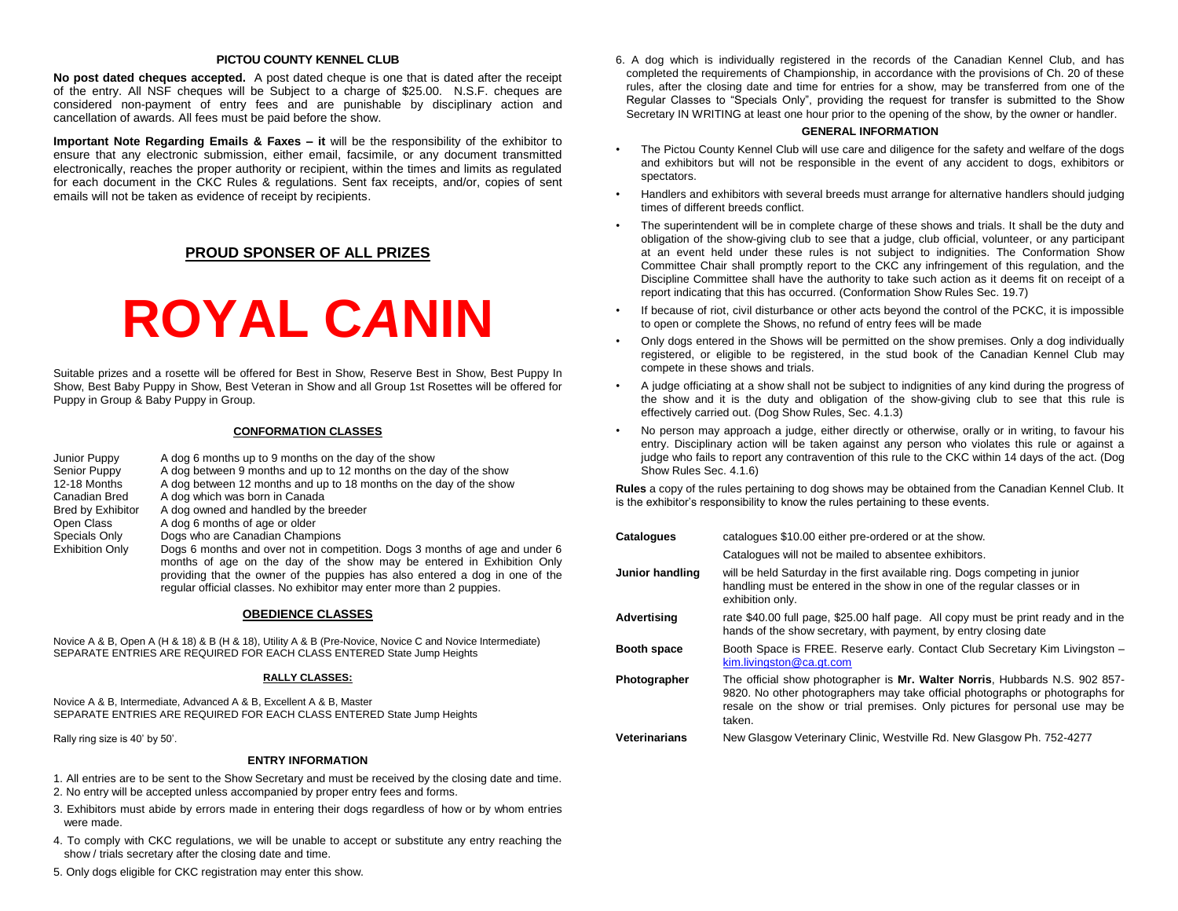## PICTOU COUNTY KENNEL CLUB

**No post dated cheques accepted.** A post dated cheque is one that is dated after the receipt of the entry. All NSF cheques will be Subject to a charge of $25.00. N.S.F. cheques are considered non-payment of entry fees and are punishable by disciplinary action and cancellation of awards. All fees must be paid before the show.

**Important Note Regarding Emails & Faxes – it** will be the responsibility of the exhibitor to ensure that any electronic submission, either email, facsimile, or any document transmitted electronically, reaches the proper authority or recipient, within the times and limits as regulated for each document in the CKC Rules & regulations. Sent fax receipts, and/or, copies of sent emails will not be taken as evidence of receipt by recipients.

## PROUD SPONSER OF ALL PRIZES

# ROYAL CANIN

Suitable prizes and a rosette will be offered for Best in Show, Reserve Best in Show, Best Puppy In Show, Best Baby Puppy in Show, Best Veteran in Show and all Group 1st Rosettes will be offered for Puppy in Group & Baby Puppy in Group.

### CONFORMATION CLASSES

| | |
|---|---|
| Junior Puppy | A dog 6 months up to 9 months on the day of the show |
| Senior Puppy | A dog between 9 months and up to 12 months on the day of the show |
| 12-18 Months | A dog between 12 months and up to 18 months on the day of the show |
| Canadian Bred | A dog which was born in Canada |
| Bred by Exhibitor | A dog owned and handled by the breeder |
| Open Class | A dog 6 months of age or older |
| Specials Only | Dogs who are Canadian Champions |
| Exhibition Only | Dogs 6 months and over not in competition. Dogs 3 months of age and under 6 months of age on the day of the show may be entered in Exhibition Only providing that the owner of the puppies has also entered a dog in one of the regular official classes. No exhibitor may enter more than 2 puppies. |

### OBEDIENCE CLASSES

Novice A & B, Open A (H & 18) & B (H & 18), Utility A & B (Pre-Novice, Novice C and Novice Intermediate)
SEPARATE ENTRIES ARE REQUIRED FOR EACH CLASS ENTERED State Jump Heights

### RALLY CLASSES:

Novice A & B, Intermediate, Advanced A & B, Excellent A & B, Master
SEPARATE ENTRIES ARE REQUIRED FOR EACH CLASS ENTERED State Jump Heights

Rally ring size is 40' by 50'.

### ENTRY INFORMATION

1. All entries are to be sent to the Show Secretary and must be received by the closing date and time.
2. No entry will be accepted unless accompanied by proper entry fees and forms.
3. Exhibitors must abide by errors made in entering their dogs regardless of how or by whom entries were made.
4. To comply with CKC regulations, we will be unable to accept or substitute any entry reaching the show / trials secretary after the closing date and time.
5. Only dogs eligible for CKC registration may enter this show.
6. A dog which is individually registered in the records of the Canadian Kennel Club, and has completed the requirements of Championship, in accordance with the provisions of Ch. 20 of these rules, after the closing date and time for entries for a show, may be transferred from one of the Regular Classes to "Specials Only", providing the request for transfer is submitted to the Show Secretary IN WRITING at least one hour prior to the opening of the show, by the owner or handler.

### GENERAL INFORMATION

- The Pictou County Kennel Club will use care and diligence for the safety and welfare of the dogs and exhibitors but will not be responsible in the event of any accident to dogs, exhibitors or spectators.
- Handlers and exhibitors with several breeds must arrange for alternative handlers should judging times of different breeds conflict.
- The superintendent will be in complete charge of these shows and trials. It shall be the duty and obligation of the show-giving club to see that a judge, club official, volunteer, or any participant at an event held under these rules is not subject to indignities. The Conformation Show Committee Chair shall promptly report to the CKC any infringement of this regulation, and the Discipline Committee shall have the authority to take such action as it deems fit on receipt of a report indicating that this has occurred. (Conformation Show Rules Sec. 19.7)
- If because of riot, civil disturbance or other acts beyond the control of the PCKC, it is impossible to open or complete the Shows, no refund of entry fees will be made
- Only dogs entered in the Shows will be permitted on the show premises. Only a dog individually registered, or eligible to be registered, in the stud book of the Canadian Kennel Club may compete in these shows and trials.
- A judge officiating at a show shall not be subject to indignities of any kind during the progress of the show and it is the duty and obligation of the show-giving club to see that this rule is effectively carried out. (Dog Show Rules, Sec. 4.1.3)
- No person may approach a judge, either directly or otherwise, orally or in writing, to favour his entry. Disciplinary action will be taken against any person who violates this rule or against a judge who fails to report any contravention of this rule to the CKC within 14 days of the act. (Dog Show Rules Sec. 4.1.6)

**Rules** a copy of the rules pertaining to dog shows may be obtained from the Canadian Kennel Club. It is the exhibitor's responsibility to know the rules pertaining to these events.

| | |
|---|---|
| **Catalogues** | catalogues $10.00 either pre-ordered or at the show. Catalogues will not be mailed to absentee exhibitors. |
| **Junior handling** | will be held Saturday in the first available ring. Dogs competing in junior handling must be entered in the show in one of the regular classes or in exhibition only. |
| **Advertising** | rate $40.00 full page, $25.00 half page. All copy must be print ready and in the hands of the show secretary, with payment, by entry closing date |
| **Booth space** | Booth Space is FREE. Reserve early. Contact Club Secretary Kim Livingston – kim.livingston@ca.gt.com |
| **Photographer** | The official show photographer is **Mr. Walter Norris**, Hubbards N.S. 902 857-9820. No other photographers may take official photographs or photographs for resale on the show or trial premises. Only pictures for personal use may be taken. |
| **Veterinarians** | New Glasgow Veterinary Clinic, Westville Rd. New Glasgow Ph. 752-4277 |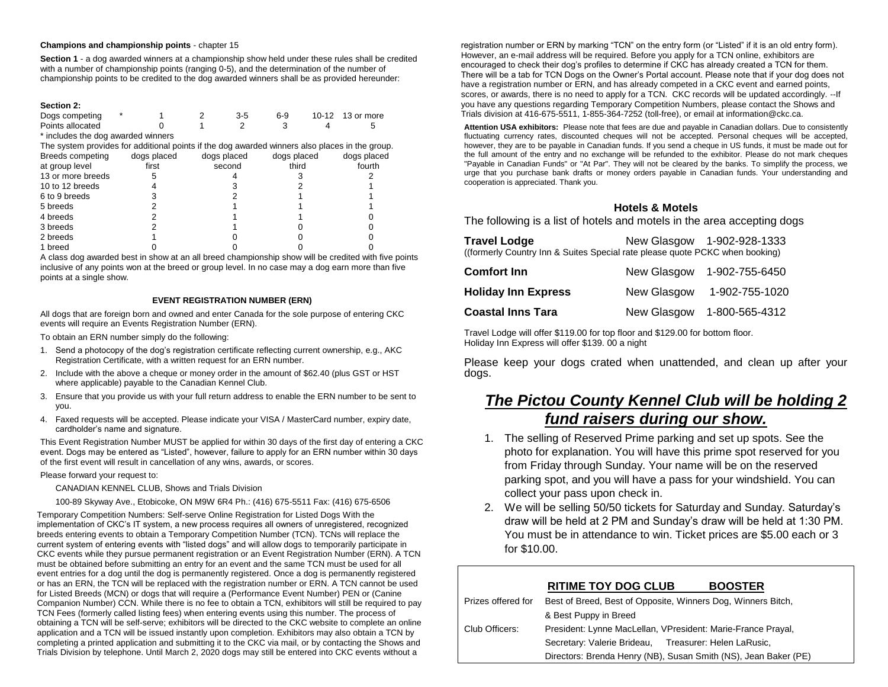**Champions and championship points** - chapter 15

**Section 1** - a dog awarded winners at a championship show held under these rules shall be credited with a number of championship points (ranging 0-5), and the determination of the number of championship points to be credited to the dog awarded winners shall be as provided hereunder:

**Section 2:**

| Dogs competing * | 1 | 2 | 3-5 | 6-9 | 10-12 | 13 or more |
|---|---|---|---|---|---|---|
| Points allocated | 0 | 1 | 2 | 3 | 4 | 5 |

\* includes the dog awarded winners

The system provides for additional points if the dog awarded winners also places in the group.

| Breeds competing at group level | dogs placed first | dogs placed second | dogs placed third | dogs placed fourth |
|---|---|---|---|---|
| 13 or more breeds | 5 | 4 | 3 | 2 |
| 10 to 12 breeds | 4 | 3 | 2 | 1 |
| 6 to 9 breeds | 3 | 2 | 1 | 1 |
| 5 breeds | 2 | 1 | 1 | 1 |
| 4 breeds | 2 | 1 | 1 | 0 |
| 3 breeds | 2 | 1 | 0 | 0 |
| 2 breeds | 1 | 0 | 0 | 0 |
| 1 breed | 0 | 0 | 0 | 0 |

A class dog awarded best in show at an all breed championship show will be credited with five points inclusive of any points won at the breed or group level. In no case may a dog earn more than five points at a single show.

**EVENT REGISTRATION NUMBER (ERN)**

All dogs that are foreign born and owned and enter Canada for the sole purpose of entering CKC events will require an Events Registration Number (ERN).

To obtain an ERN number simply do the following:

1. Send a photocopy of the dog's registration certificate reflecting current ownership, e.g., AKC Registration Certificate, with a written request for an ERN number.
2. Include with the above a cheque or money order in the amount of $62.40 (plus GST or HST where applicable) payable to the Canadian Kennel Club.
3. Ensure that you provide us with your full return address to enable the ERN number to be sent to you.
4. Faxed requests will be accepted. Please indicate your VISA / MasterCard number, expiry date, cardholder's name and signature.

This Event Registration Number MUST be applied for within 30 days of the first day of entering a CKC event. Dogs may be entered as "Listed", however, failure to apply for an ERN number within 30 days of the first event will result in cancellation of any wins, awards, or scores.

Please forward your request to:

CANADIAN KENNEL CLUB, Shows and Trials Division

100-89 Skyway Ave., Etobicoke, ON M9W 6R4 Ph.: (416) 675-5511 Fax: (416) 675-6506

Temporary Competition Numbers: Self-serve Online Registration for Listed Dogs With the implementation of CKC's IT system, a new process requires all owners of unregistered, recognized breeds entering events to obtain a Temporary Competition Number (TCN). TCNs will replace the current system of entering events with "listed dogs" and will allow dogs to temporarily participate in CKC events while they pursue permanent registration or an Event Registration Number (ERN). A TCN must be obtained before submitting an entry for an event and the same TCN must be used for all event entries for a dog until the dog is permanently registered. Once a dog is permanently registered or has an ERN, the TCN will be replaced with the registration number or ERN. A TCN cannot be used for Listed Breeds (MCN) or dogs that will require a (Performance Event Number) PEN or (Canine Companion Number) CCN. While there is no fee to obtain a TCN, exhibitors will still be required to pay TCN Fees (formerly called listing fees) when entering events using this number. The process of obtaining a TCN will be self-serve; exhibitors will be directed to the CKC website to complete an online application and a TCN will be issued instantly upon completion. Exhibitors may also obtain a TCN by completing a printed application and submitting it to the CKC via mail, or by contacting the Shows and Trials Division by telephone. Until March 2, 2020 dogs may still be entered into CKC events without a registration number or ERN by marking "TCN" on the entry form (or "Listed" if it is an old entry form). However, an e-mail address will be required. Before you apply for a TCN online, exhibitors are encouraged to check their dog's profiles to determine if CKC has already created a TCN for them. There will be a tab for TCN Dogs on the Owner's Portal account. Please note that if your dog does not have a registration number or ERN, and has already competed in a CKC event and earned points, scores, or awards, there is no need to apply for a TCN. CKC records will be updated accordingly. --If you have any questions regarding Temporary Competition Numbers, please contact the Shows and Trials division at 416-675-5511, 1-855-364-7252 (toll-free), or email at information@ckc.ca.

**Attention USA exhibitors:** Please note that fees are due and payable in Canadian dollars. Due to consistently fluctuating currency rates, discounted cheques will not be accepted. Personal cheques will be accepted, however, they are to be payable in Canadian funds. If you send a cheque in US funds, it must be made out for the full amount of the entry and no exchange will be refunded to the exhibitor. Please do not mark cheques "Payable in Canadian Funds" or "At Par". They will not be cleared by the banks. To simplify the process, we urge that you purchase bank drafts or money orders payable in Canadian funds. Your understanding and cooperation is appreciated. Thank you.

## Hotels & Motels

The following is a list of hotels and motels in the area accepting dogs

| | | |
|---|---|---|
| **Travel Lodge** | New Glasgow | 1-902-928-1333 |
| ((formerly Country Inn & Suites Special rate please quote PCKC when booking) | | |
| **Comfort Inn** | New Glasgow | 1-902-755-6450 |
| **Holiday Inn Express** | New Glasgow | 1-902-755-1020 |
| **Coastal Inns Tara** | New Glasgow | 1-800-565-4312 |

Travel Lodge will offer $119.00 for top floor and $129.00 for bottom floor.
Holiday Inn Express will offer $139. 00 a night

Please keep your dogs crated when unattended, and clean up after your dogs.

## ***The Pictou County Kennel Club will be holding 2 fund raisers during our show.***

1. The selling of Reserved Prime parking and set up spots. See the photo for explanation. You will have this prime spot reserved for you from Friday through Sunday. Your name will be on the reserved parking spot, and you will have a pass for your windshield. You can collect your pass upon check in.
2. We will be selling 50/50 tickets for Saturday and Sunday. Saturday's draw will be held at 2 PM and Sunday's draw will be held at 1:30 PM. You must be in attendance to win. Ticket prices are $5.00 each or 3 for $10.00.

**RITIME TOY DOG CLUB BOOSTER**

| | |
|---|---|
| Prizes offered for | Best of Breed, Best of Opposite, Winners Dog, Winners Bitch, & Best Puppy in Breed |
| Club Officers: | President: Lynne MacLellan, VPresident: Marie-France Prayal, Secretary: Valerie Brideau, Treasurer: Helen LaRusic, Directors: Brenda Henry (NB), Susan Smith (NS), Jean Baker (PE) |